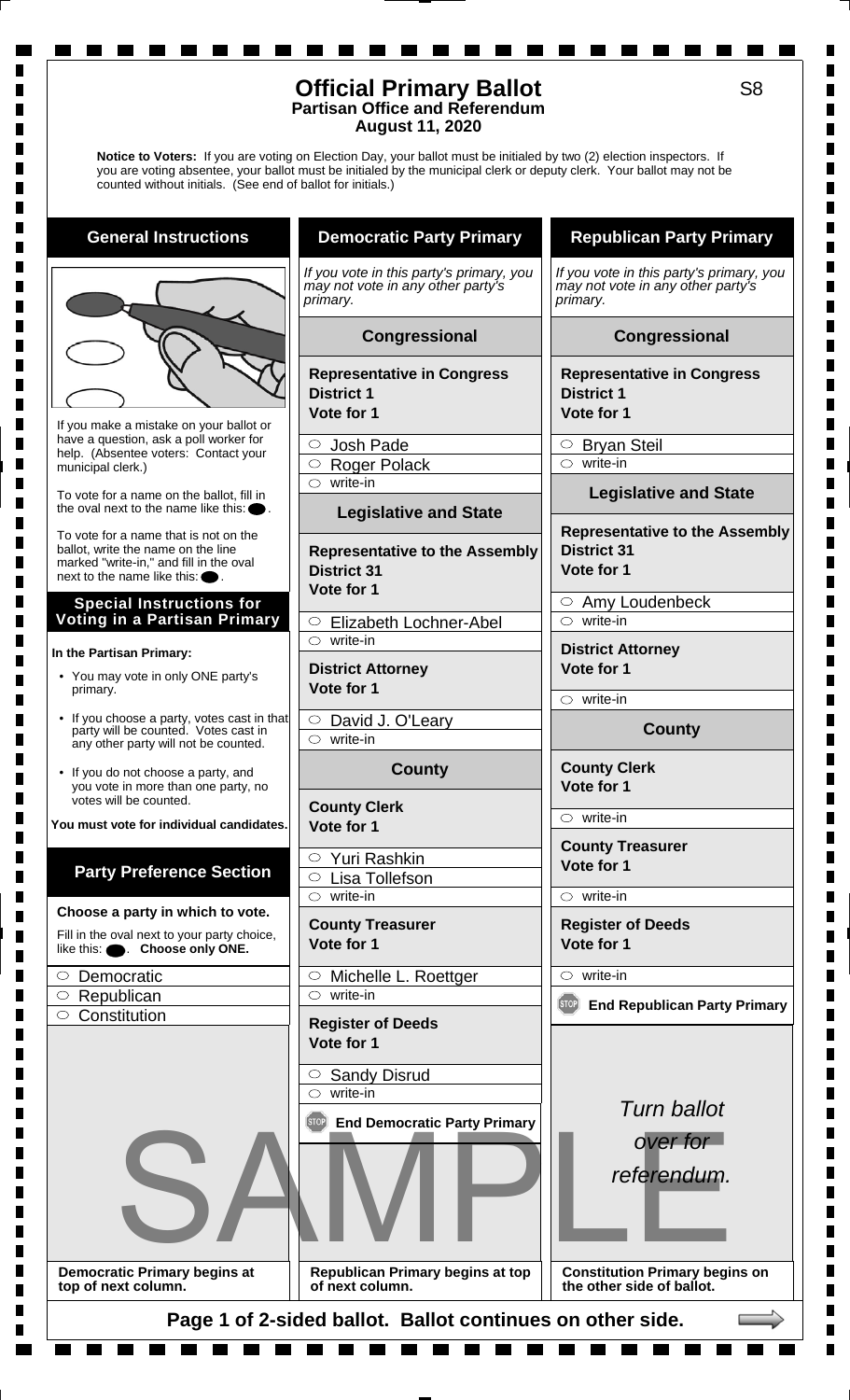# Official Primary Ballot

**Partisan Office and Referendum**
**August 11, 2020**

S8

**Notice to Voters:** If you are voting on Election Day, your ballot must be initialed by two (2) election inspectors. If you are voting absentee, your ballot must be initialed by the municipal clerk or deputy clerk. Your ballot may not be counted without initials. (See end of ballot for initials.)

## General Instructions

If you make a mistake on your ballot or have a question, ask a poll worker for help. (Absentee voters: Contact your municipal clerk.)

To vote for a name on the ballot, fill in the oval next to the name like this: ⬤.

To vote for a name that is not on the ballot, write the name on the line marked "write-in," and fill in the oval next to the name like this: ⬤.

### Special Instructions for Voting in a Partisan Primary

**In the Partisan Primary:**

- You may vote in only ONE party's primary.
- If you choose a party, votes cast in that party will be counted. Votes cast in any other party will not be counted.
- If you do not choose a party, and you vote in more than one party, no votes will be counted.

**You must vote for individual candidates.**

### Party Preference Section

**Choose a party in which to vote.**

Fill in the oval next to your party choice, like this: ⬤. **Choose only ONE.**

- ○ Democratic
- ○ Republican
- ○ Constitution

**Democratic Primary begins at top of next column.**

## Democratic Party Primary

*If you vote in this party's primary, you may not vote in any other party's primary.*

### Congressional

**Representative in Congress**
**District 1**
**Vote for 1**

- ○ Josh Pade
- ○ Roger Polack
- ○ write-in

### Legislative and State

**Representative to the Assembly**
**District 31**
**Vote for 1**

- ○ Elizabeth Lochner-Abel
- ○ write-in

**District Attorney**
**Vote for 1**

- ○ David J. O'Leary
- ○ write-in

### County

**County Clerk**
**Vote for 1**

- ○ Yuri Rashkin
- ○ Lisa Tollefson
- ○ write-in

**County Treasurer**
**Vote for 1**

- ○ Michelle L. Roettger
- ○ write-in

**Register of Deeds**
**Vote for 1**

- ○ Sandy Disrud
- ○ write-in

**End Democratic Party Primary**

**Republican Primary begins at top of next column.**

## Republican Party Primary

*If you vote in this party's primary, you may not vote in any other party's primary.*

### Congressional

**Representative in Congress**
**District 1**
**Vote for 1**

- ○ Bryan Steil
- ○ write-in

### Legislative and State

**Representative to the Assembly**
**District 31**
**Vote for 1**

- ○ Amy Loudenbeck
- ○ write-in

**District Attorney**
**Vote for 1**

- ○ write-in

### County

**County Clerk**
**Vote for 1**

- ○ write-in

**County Treasurer**
**Vote for 1**

- ○ write-in

**Register of Deeds**
**Vote for 1**

- ○ write-in

**End Republican Party Primary**

*Turn ballot over for referendum.*

**Constitution Primary begins on the other side of ballot.**

SAMPLE

**Page 1 of 2-sided ballot. Ballot continues on other side.**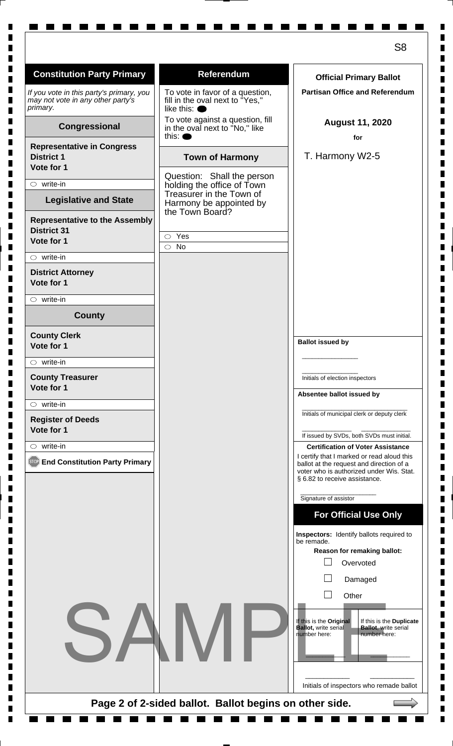S8

## Constitution Party Primary

*If you vote in this party's primary, you may not vote in any other party's primary.*

### Congressional

**Representative in Congress**
**District 1**
**Vote for 1**

○ write-in

### Legislative and State

**Representative to the Assembly**
**District 31**
**Vote for 1**

○ write-in

**District Attorney**
**Vote for 1**

○ write-in

### County

**County Clerk**
**Vote for 1**

○ write-in

**County Treasurer**
**Vote for 1**

○ write-in

**Register of Deeds**
**Vote for 1**

○ write-in

**End Constitution Party Primary**

## Referendum

To vote in favor of a question, fill in the oval next to "Yes," like this: ●

To vote against a question, fill in the oval next to "No," like this: ●

### Town of Harmony

Question: Shall the person holding the office of Town Treasurer in the Town of Harmony be appointed by the Town Board?

○ Yes

○ No

## Official Primary Ballot

**Partisan Office and Referendum**

**August 11, 2020**

**for**

T. Harmony W2-5

**Ballot issued by**

_______________

_______________
Initials of election inspectors

**Absentee ballot issued by**

_______________
Initials of municipal clerk or deputy clerk

_______________ _______________
If issued by SVDs, both SVDs must initial.

**Certification of Voter Assistance**

I certify that I marked or read aloud this ballot at the request and direction of a voter who is authorized under Wis. Stat. § 6.82 to receive assistance.

_______________
Signature of assistor

### For Official Use Only

**Inspectors:** Identify ballots required to be remade.

**Reason for remaking ballot:**

☐ Overvoted

☐ Damaged

☐ Other

| If this is the **Original Ballot,** write serial number here: | If this is the **Duplicate Ballot,** write serial number here: |
| --- | --- |
| _______________ | _______________ |

_______________ _______________
Initials of inspectors who remade ballot

SAMPLE

**Page 2 of 2-sided ballot. Ballot begins on other side.**